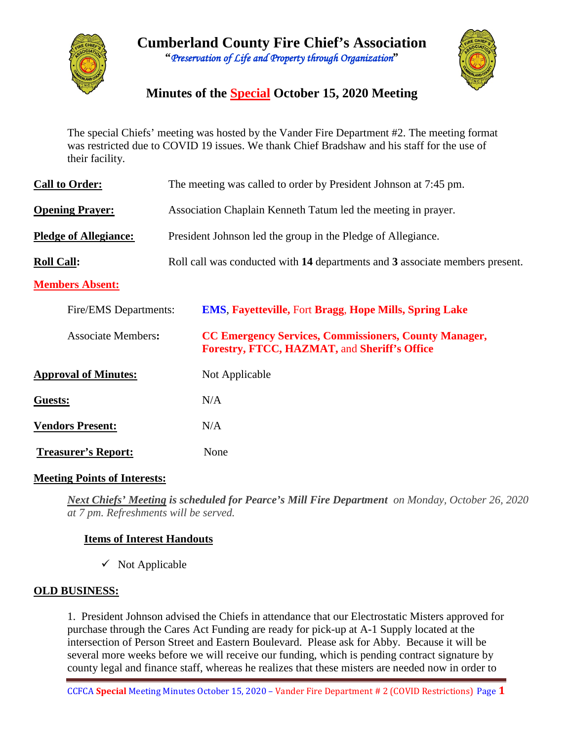# Cumberland County Fire Chief's Association

*"Preservation of Life and Property through Organization"*

## Minutes of the Special October 15, 2020 Meeting

The special Chiefs' meeting was hosted by the Vander Fire Department #2. The meeting format was restricted due to COVID 19 issues. We thank Chief Bradshaw and his staff for the use of their facility.

**Call to Order:** The meeting was called to order by President Johnson at 7:45 pm.

**Opening Prayer:** Association Chaplain Kenneth Tatum led the meeting in prayer.

**Pledge of Allegiance:** President Johnson led the group in the Pledge of Allegiance.

**Roll Call:** Roll call was conducted with **14** departments and **3** associate members present.

**Members Absent:**

Fire/EMS Departments: **EMS**, **Fayetteville,** Fort **Bragg**, **Hope Mills, Spring Lake**

Associate Members**:** **CC Emergency Services, Commissioners, County Manager, Forestry, FTCC, HAZMAT,** and **Sheriff's Office**

**Approval of Minutes:** Not Applicable

**Guests:** N/A

**Vendors Present:** N/A

**Treasurer's Report:** None

**Meeting Points of Interests:**

***Next Chiefs' Meeting is scheduled for Pearce's Mill Fire Department*** *on Monday, October 26, 2020 at 7 pm. Refreshments will be served.*

**Items of Interest Handouts**

- ✓ Not Applicable

**OLD BUSINESS:**

1. President Johnson advised the Chiefs in attendance that our Electrostatic Misters approved for purchase through the Cares Act Funding are ready for pick-up at A-1 Supply located at the intersection of Person Street and Eastern Boulevard. Please ask for Abby. Because it will be several more weeks before we will receive our funding, which is pending contract signature by county legal and finance staff, whereas he realizes that these misters are needed now in order to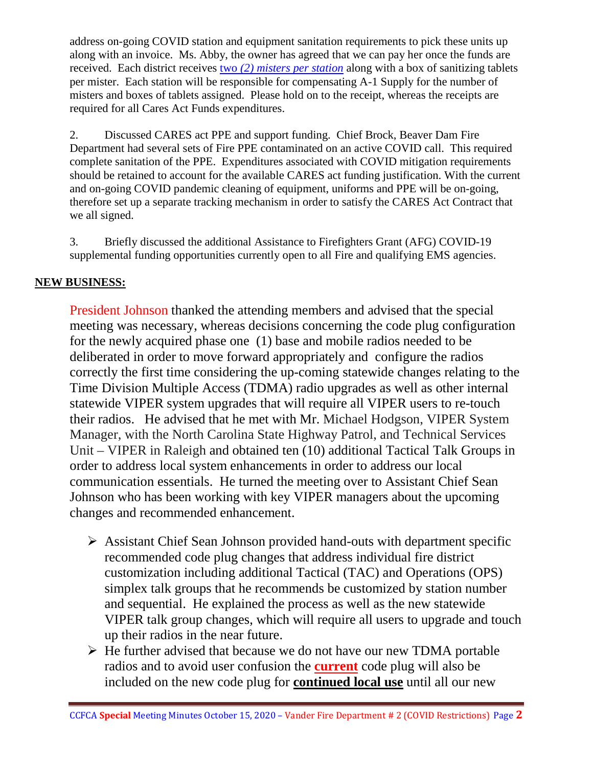address on-going COVID station and equipment sanitation requirements to pick these units up along with an invoice. Ms. Abby, the owner has agreed that we can pay her once the funds are received. Each district receives two *(2) misters per station* along with a box of sanitizing tablets per mister. Each station will be responsible for compensating A-1 Supply for the number of misters and boxes of tablets assigned. Please hold on to the receipt, whereas the receipts are required for all Cares Act Funds expenditures.

2. Discussed CARES act PPE and support funding. Chief Brock, Beaver Dam Fire Department had several sets of Fire PPE contaminated on an active COVID call. This required complete sanitation of the PPE. Expenditures associated with COVID mitigation requirements should be retained to account for the available CARES act funding justification. With the current and on-going COVID pandemic cleaning of equipment, uniforms and PPE will be on-going, therefore set up a separate tracking mechanism in order to satisfy the CARES Act Contract that we all signed.

3. Briefly discussed the additional Assistance to Firefighters Grant (AFG) COVID-19 supplemental funding opportunities currently open to all Fire and qualifying EMS agencies.

**NEW BUSINESS:**

President Johnson thanked the attending members and advised that the special meeting was necessary, whereas decisions concerning the code plug configuration for the newly acquired phase one (1) base and mobile radios needed to be deliberated in order to move forward appropriately and configure the radios correctly the first time considering the up-coming statewide changes relating to the Time Division Multiple Access (TDMA) radio upgrades as well as other internal statewide VIPER system upgrades that will require all VIPER users to re-touch their radios. He advised that he met with Mr. Michael Hodgson, VIPER System Manager, with the North Carolina State Highway Patrol, and Technical Services Unit – VIPER in Raleigh and obtained ten (10) additional Tactical Talk Groups in order to address local system enhancements in order to address our local communication essentials. He turned the meeting over to Assistant Chief Sean Johnson who has been working with key VIPER managers about the upcoming changes and recommended enhancement.

- Assistant Chief Sean Johnson provided hand-outs with department specific recommended code plug changes that address individual fire district customization including additional Tactical (TAC) and Operations (OPS) simplex talk groups that he recommends be customized by station number and sequential. He explained the process as well as the new statewide VIPER talk group changes, which will require all users to upgrade and touch up their radios in the near future.
- He further advised that because we do not have our new TDMA portable radios and to avoid user confusion the **current** code plug will also be included on the new code plug for **continued local use** until all our new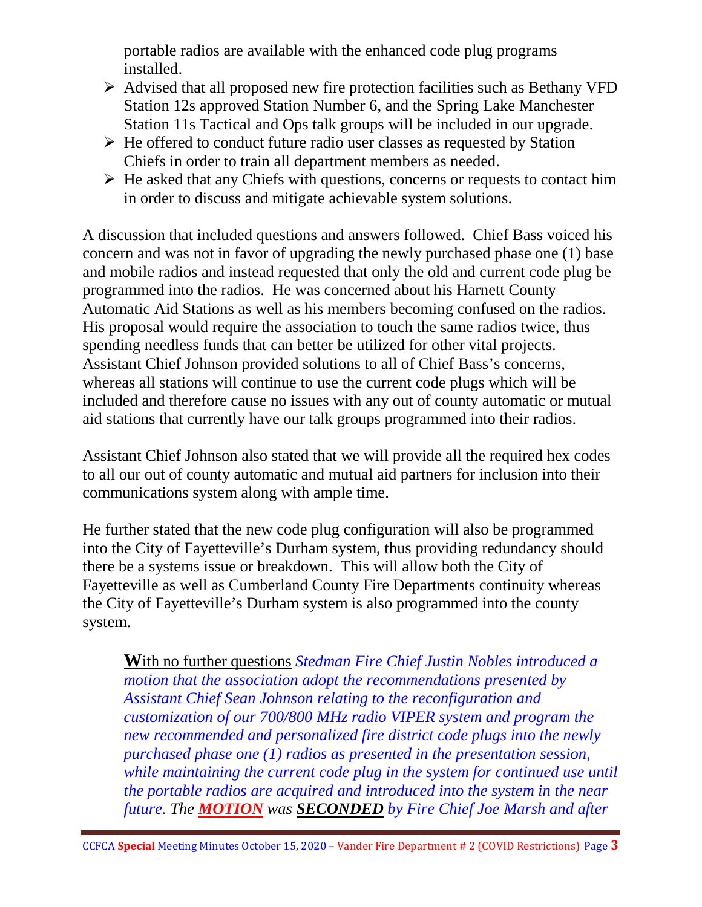portable radios are available with the enhanced code plug programs installed.

- Advised that all proposed new fire protection facilities such as Bethany VFD Station 12s approved Station Number 6, and the Spring Lake Manchester Station 11s Tactical and Ops talk groups will be included in our upgrade.
- He offered to conduct future radio user classes as requested by Station Chiefs in order to train all department members as needed.
- He asked that any Chiefs with questions, concerns or requests to contact him in order to discuss and mitigate achievable system solutions.

A discussion that included questions and answers followed. Chief Bass voiced his concern and was not in favor of upgrading the newly purchased phase one (1) base and mobile radios and instead requested that only the old and current code plug be programmed into the radios. He was concerned about his Harnett County Automatic Aid Stations as well as his members becoming confused on the radios. His proposal would require the association to touch the same radios twice, thus spending needless funds that can better be utilized for other vital projects. Assistant Chief Johnson provided solutions to all of Chief Bass's concerns, whereas all stations will continue to use the current code plugs which will be included and therefore cause no issues with any out of county automatic or mutual aid stations that currently have our talk groups programmed into their radios.

Assistant Chief Johnson also stated that we will provide all the required hex codes to all our out of county automatic and mutual aid partners for inclusion into their communications system along with ample time.

He further stated that the new code plug configuration will also be programmed into the City of Fayetteville's Durham system, thus providing redundancy should there be a systems issue or breakdown. This will allow both the City of Fayetteville as well as Cumberland County Fire Departments continuity whereas the City of Fayetteville's Durham system is also programmed into the county system.

> **W**ith no further questions *Stedman Fire Chief Justin Nobles introduced a motion that the association adopt the recommendations presented by Assistant Chief Sean Johnson relating to the reconfiguration and customization of our 700/800 MHz radio VIPER system and program the new recommended and personalized fire district code plugs into the newly purchased phase one (1) radios as presented in the presentation session, while maintaining the current code plug in the system for continued use until the portable radios are acquired and introduced into the system in the near future. The* ***MOTION*** *was* ***SECONDED*** *by Fire Chief Joe Marsh and after*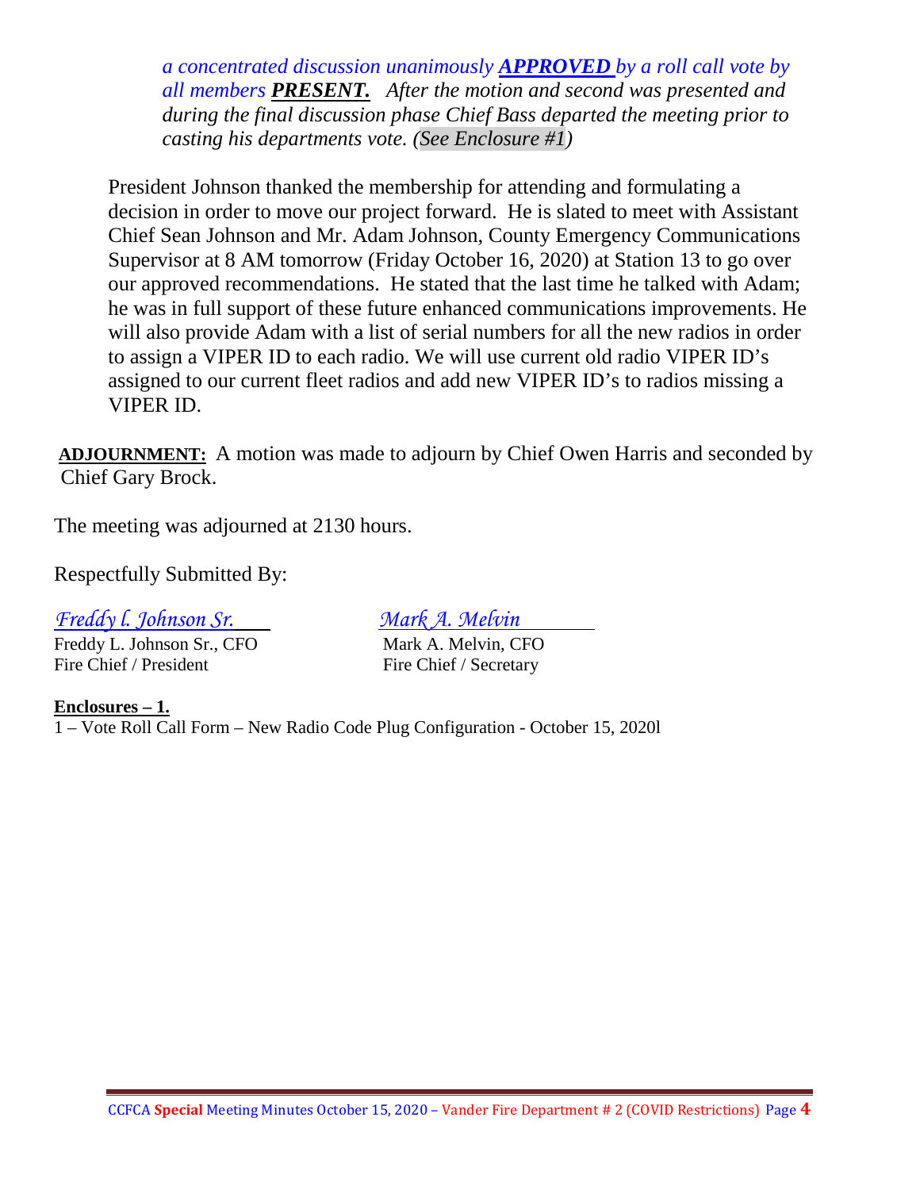*a concentrated discussion unanimously* ***APPROVED*** *by a roll call vote by all members* ***PRESENT.*** *After the motion and second was presented and during the final discussion phase Chief Bass departed the meeting prior to casting his departments vote. (See Enclosure #1)*

President Johnson thanked the membership for attending and formulating a decision in order to move our project forward. He is slated to meet with Assistant Chief Sean Johnson and Mr. Adam Johnson, County Emergency Communications Supervisor at 8 AM tomorrow (Friday October 16, 2020) at Station 13 to go over our approved recommendations. He stated that the last time he talked with Adam; he was in full support of these future enhanced communications improvements. He will also provide Adam with a list of serial numbers for all the new radios in order to assign a VIPER ID to each radio. We will use current old radio VIPER ID's assigned to our current fleet radios and add new VIPER ID's to radios missing a VIPER ID.

**ADJOURNMENT:** A motion was made to adjourn by Chief Owen Harris and seconded by Chief Gary Brock.

The meeting was adjourned at 2130 hours.

Respectfully Submitted By:

*Freddy l. Johnson Sr.*
Freddy L. Johnson Sr., CFO
Fire Chief / President

*Mark A. Melvin*
Mark A. Melvin, CFO
Fire Chief / Secretary

**Enclosures – 1.**
1 – Vote Roll Call Form – New Radio Code Plug Configuration - October 15, 2020l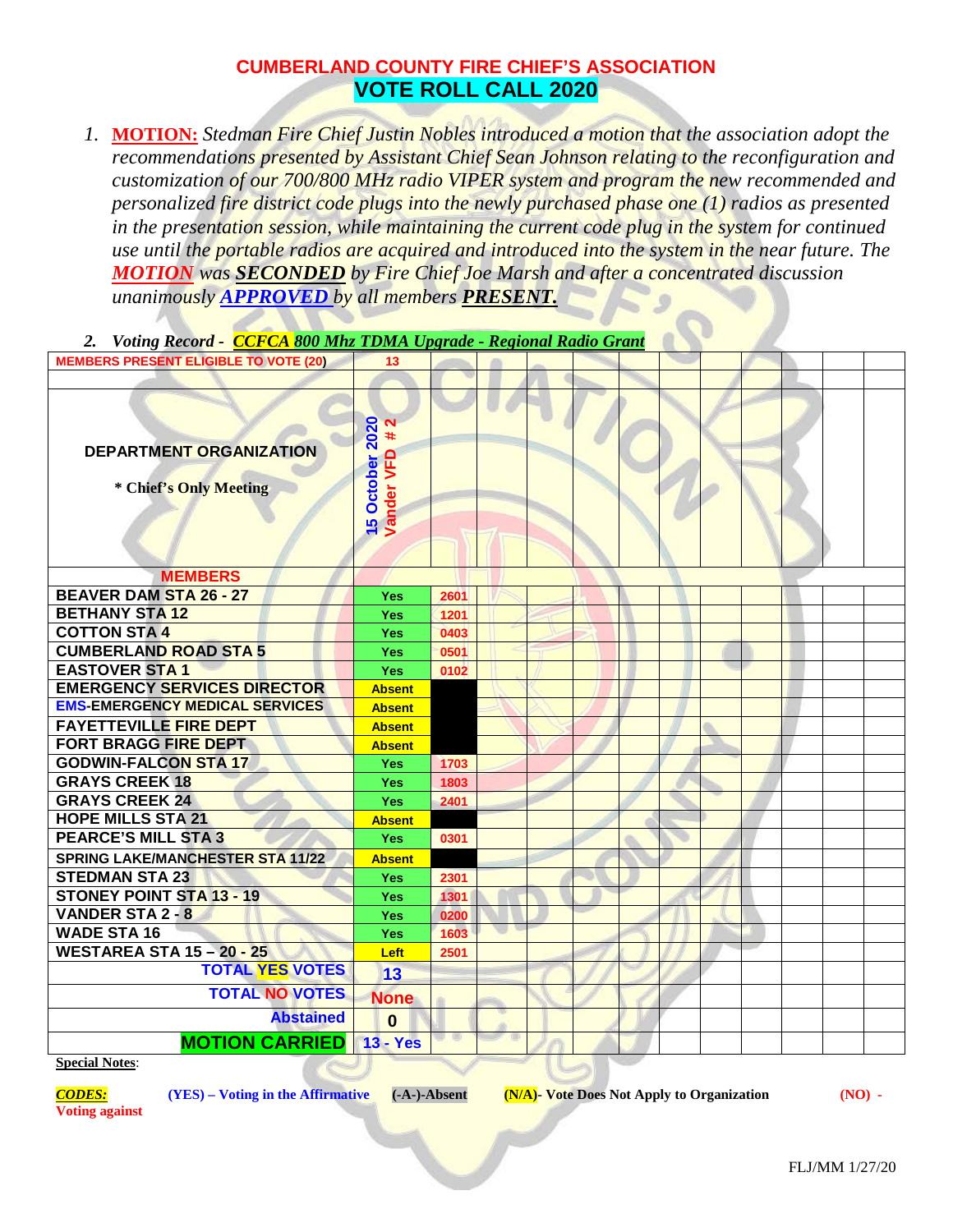# CUMBERLAND COUNTY FIRE CHIEF'S ASSOCIATION

## VOTE ROLL CALL 2020

1. **MOTION:** *Stedman Fire Chief Justin Nobles introduced a motion that the association adopt the recommendations presented by Assistant Chief Sean Johnson relating to the reconfiguration and customization of our 700/800 MHz radio VIPER system and program the new recommended and personalized fire district code plugs into the newly purchased phase one (1) radios as presented in the presentation session, while maintaining the current code plug in the system for continued use until the portable radios are acquired and introduced into the system in the near future. The* ***MOTION*** *was* ***SECONDED*** *by Fire Chief Joe Marsh and after a concentrated discussion unanimously* ***APPROVED*** *by all members* ***PRESENT.***

2. ***Voting Record - CCFCA 800 Mhz TDMA Upgrade - Regional Radio Grant***

| MEMBERS PRESENT ELIGIBLE TO VOTE (20) | 13 | | | | | | | | | | | |
|---|---|---|---|---|---|---|---|---|---|---|---|---|
| | | | | | | | | | | | | |
| DEPARTMENT ORGANIZATION<br>* Chief's Only Meeting | 15 October 2020<br>Vander VFD # 2 | | | | | | | | | | | |
| MEMBERS | | | | | | | | | | | | |
| BEAVER DAM STA 26 - 27 | Yes | 2601 | | | | | | | | | | |
| BETHANY STA 12 | Yes | 1201 | | | | | | | | | | |
| COTTON STA 4 | Yes | 0403 | | | | | | | | | | |
| CUMBERLAND ROAD STA 5 | Yes | 0501 | | | | | | | | | | |
| EASTOVER STA 1 | Yes | 0102 | | | | | | | | | | |
| EMERGENCY SERVICES DIRECTOR | Absent | | | | | | | | | | | |
| EMS-EMERGENCY MEDICAL SERVICES | Absent | | | | | | | | | | | |
| FAYETTEVILLE FIRE DEPT | Absent | | | | | | | | | | | |
| FORT BRAGG FIRE DEPT | Absent | | | | | | | | | | | |
| GODWIN-FALCON STA 17 | Yes | 1703 | | | | | | | | | | |
| GRAYS CREEK 18 | Yes | 1803 | | | | | | | | | | |
| GRAYS CREEK 24 | Yes | 2401 | | | | | | | | | | |
| HOPE MILLS STA 21 | Absent | | | | | | | | | | | |
| PEARCE'S MILL STA 3 | Yes | 0301 | | | | | | | | | | |
| SPRING LAKE/MANCHESTER STA 11/22 | Absent | | | | | | | | | | | |
| STEDMAN STA 23 | Yes | 2301 | | | | | | | | | | |
| STONEY POINT STA 13 - 19 | Yes | 1301 | | | | | | | | | | |
| VANDER STA 2 - 8 | Yes | 0200 | | | | | | | | | | |
| WADE STA 16 | Yes | 1603 | | | | | | | | | | |
| WESTAREA STA 15 – 20 - 25 | Left | 2501 | | | | | | | | | | |
| TOTAL YES VOTES | 13 | | | | | | | | | | | |
| TOTAL NO VOTES | None | | | | | | | | | | | |
| Abstained | 0 | | | | | | | | | | | |
| MOTION CARRIED | 13 - Yes | | | | | | | | | | | |

**Special Notes**:

***CODES:*** **(YES) – Voting in the Affirmative** **(-A-)-Absent** **(N/A)- Vote Does Not Apply to Organization** **(NO) - Voting against**

FLJ/MM 1/27/20